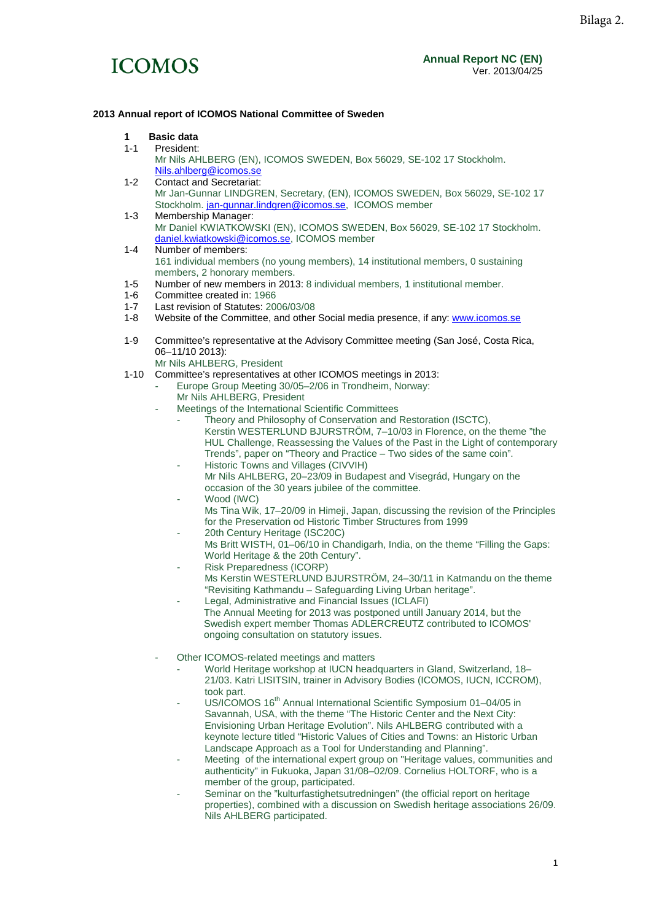Bilaga 2.

ICOMOS

**Annual Report NC (EN)**
Ver. 2013/04/25

**2013 Annual report of ICOMOS National Committee of Sweden**

**1 Basic data**

1-1 President:
Mr Nils AHLBERG (EN), ICOMOS SWEDEN, Box 56029, SE-102 17 Stockholm. Nils.ahlberg@icomos.se

1-2 Contact and Secretariat:
Mr Jan-Gunnar LINDGREN, Secretary, (EN), ICOMOS SWEDEN, Box 56029, SE-102 17 Stockholm. jan-gunnar.lindgren@icomos.se, ICOMOS member

1-3 Membership Manager:
Mr Daniel KWIATKOWSKI (EN), ICOMOS SWEDEN, Box 56029, SE-102 17 Stockholm. daniel.kwiatkowski@icomos.se, ICOMOS member

1-4 Number of members:
161 individual members (no young members), 14 institutional members, 0 sustaining members, 2 honorary members.

1-5 Number of new members in 2013: 8 individual members, 1 institutional member.

1-6 Committee created in: 1966

1-7 Last revision of Statutes: 2006/03/08

1-8 Website of the Committee, and other Social media presence, if any: www.icomos.se

1-9 Committee's representative at the Advisory Committee meeting (San José, Costa Rica, 06–11/10 2013):
Mr Nils AHLBERG, President

1-10 Committee's representatives at other ICOMOS meetings in 2013:

- Europe Group Meeting 30/05–2/06 in Trondheim, Norway:
  Mr Nils AHLBERG, President
- Meetings of the International Scientific Committees
  - Theory and Philosophy of Conservation and Restoration (ISCTC),
    Kerstin WESTERLUND BJURSTRÖM, 7–10/03 in Florence, on the theme "the HUL Challenge, Reassessing the Values of the Past in the Light of contemporary Trends", paper on "Theory and Practice – Two sides of the same coin".
  - Historic Towns and Villages (CIVVIH)
    Mr Nils AHLBERG, 20–23/09 in Budapest and Visegrád, Hungary on the occasion of the 30 years jubilee of the committee.
  - Wood (IWC)
    Ms Tina Wik, 17–20/09 in Himeji, Japan, discussing the revision of the Principles for the Preservation od Historic Timber Structures from 1999
  - 20th Century Heritage (ISC20C)
    Ms Britt WISTH, 01–06/10 in Chandigarh, India, on the theme "Filling the Gaps: World Heritage & the 20th Century".
  - Risk Preparedness (ICORP)
    Ms Kerstin WESTERLUND BJURSTRÖM, 24–30/11 in Katmandu on the theme "Revisiting Kathmandu – Safeguarding Living Urban heritage".
  - Legal, Administrative and Financial Issues (ICLAFI)
    The Annual Meeting for 2013 was postponed untill January 2014, but the Swedish expert member Thomas ADLERCREUTZ contributed to ICOMOS' ongoing consultation on statutory issues.

- Other ICOMOS-related meetings and matters
  - World Heritage workshop at IUCN headquarters in Gland, Switzerland, 18–21/03. Katri LISITSIN, trainer in Advisory Bodies (ICOMOS, IUCN, ICCROM), took part.
  - US/ICOMOS 16th Annual International Scientific Symposium 01–04/05 in Savannah, USA, with the theme "The Historic Center and the Next City: Envisioning Urban Heritage Evolution". Nils AHLBERG contributed with a keynote lecture titled "Historic Values of Cities and Towns: an Historic Urban Landscape Approach as a Tool for Understanding and Planning".
  - Meeting of the international expert group on "Heritage values, communities and authenticity" in Fukuoka, Japan 31/08–02/09. Cornelius HOLTORF, who is a member of the group, participated.
  - Seminar on the "kulturfastighetsutredningen" (the official report on heritage properties), combined with a discussion on Swedish heritage associations 26/09. Nils AHLBERG participated.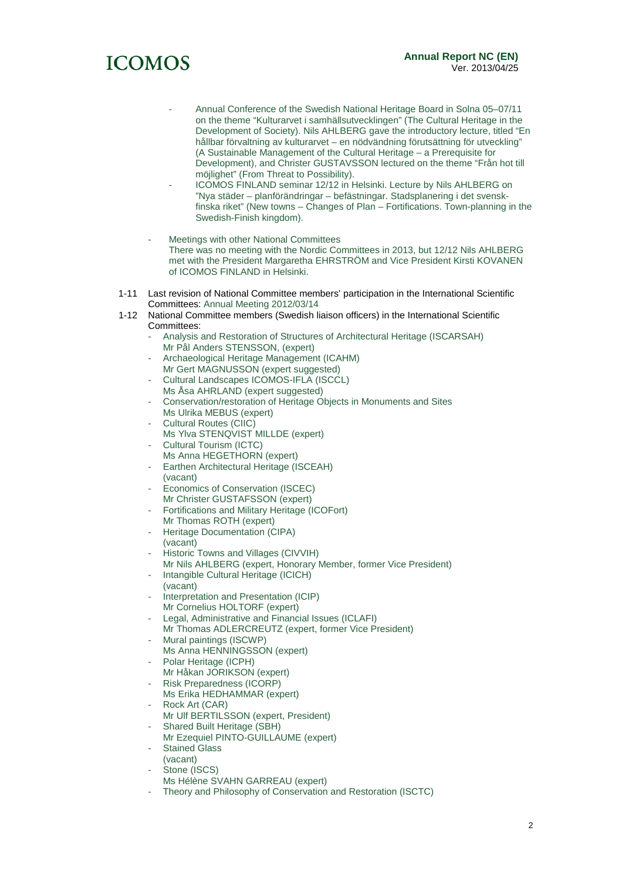- Annual Conference of the Swedish National Heritage Board in Solna 05–07/11 on the theme "Kulturarvet i samhällsutvecklingen" (The Cultural Heritage in the Development of Society). Nils AHLBERG gave the introductory lecture, titled "En hållbar förvaltning av kulturarvet – en nödvändning förutsättning för utveckling" (A Sustainable Management of the Cultural Heritage – a Prerequisite for Development), and Christer GUSTAVSSON lectured on the theme "Från hot till möjlighet" (From Threat to Possibility).
  - ICOMOS FINLAND seminar 12/12 in Helsinki. Lecture by Nils AHLBERG on "Nya städer – planförändringar – befästningar. Stadsplanering i det svensk-finska riket" (New towns – Changes of Plan – Fortifications. Town-planning in the Swedish-Finish kingdom).

- Meetings with other National Committees
  There was no meeting with the Nordic Committees in 2013, but 12/12 Nils AHLBERG met with the President Margaretha EHRSTRÖM and Vice President Kirsti KOVANEN of ICOMOS FINLAND in Helsinki.

1-11 Last revision of National Committee members' participation in the International Scientific Committees: Annual Meeting 2012/03/14

1-12 National Committee members (Swedish liaison officers) in the International Scientific Committees:

- Analysis and Restoration of Structures of Architectural Heritage (ISCARSAH)
  Mr Pål Anders STENSSON, (expert)
- Archaeological Heritage Management (ICAHM)
  Mr Gert MAGNUSSON (expert suggested)
- Cultural Landscapes ICOMOS-IFLA (ISCCL)
  Ms Åsa AHRLAND (expert suggested)
- Conservation/restoration of Heritage Objects in Monuments and Sites
  Ms Ulrika MEBUS (expert)
- Cultural Routes (CIIC)
  Ms Ylva STENQVIST MILLDE (expert)
- Cultural Tourism (ICTC)
  Ms Anna HEGETHORN (expert)
- Earthen Architectural Heritage (ISCEAH)
  (vacant)
- Economics of Conservation (ISCEC)
  Mr Christer GUSTAFSSON (expert)
- Fortifications and Military Heritage (ICOFort)
  Mr Thomas ROTH (expert)
- Heritage Documentation (CIPA)
  (vacant)
- Historic Towns and Villages (CIVVIH)
  Mr Nils AHLBERG (expert, Honorary Member, former Vice President)
- Intangible Cultural Heritage (ICICH)
  (vacant)
- Interpretation and Presentation (ICIP)
  Mr Cornelius HOLTORF (expert)
- Legal, Administrative and Financial Issues (ICLAFI)
  Mr Thomas ADLERCREUTZ (expert, former Vice President)
- Mural paintings (ISCWP)
  Ms Anna HENNINGSSON (expert)
- Polar Heritage (ICPH)
  Mr Håkan JORIKSON (expert)
- Risk Preparedness (ICORP)
  Ms Erika HEDHAMMAR (expert)
- Rock Art (CAR)
  Mr Ulf BERTILSSON (expert, President)
- Shared Built Heritage (SBH)
  Mr Ezequiel PINTO-GUILLAUME (expert)
- Stained Glass
  (vacant)
- Stone (ISCS)
  Ms Hélène SVAHN GARREAU (expert)
- Theory and Philosophy of Conservation and Restoration (ISCTC)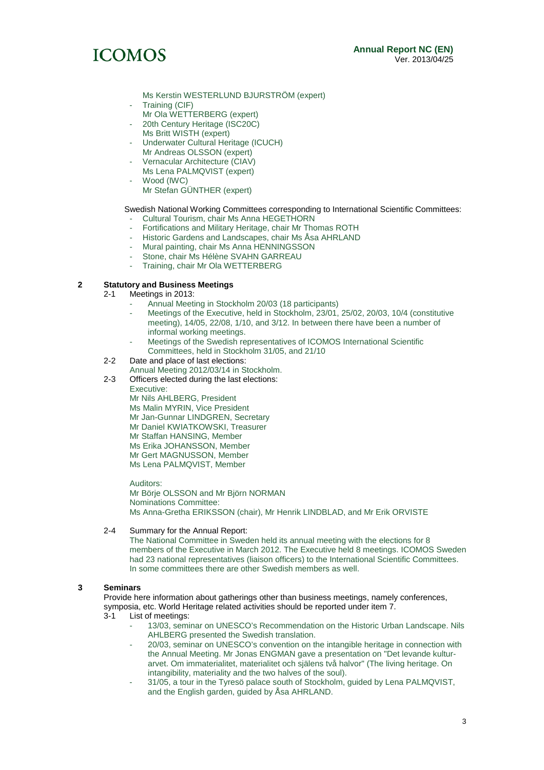Ms Kerstin WESTERLUND BJURSTRÖM (expert)

- Training (CIF)
  Mr Ola WETTERBERG (expert)
- 20th Century Heritage (ISC20C)
  Ms Britt WISTH (expert)
- Underwater Cultural Heritage (ICUCH)
  Mr Andreas OLSSON (expert)
- Vernacular Architecture (CIAV)
  Ms Lena PALMQVIST (expert)
- Wood (IWC)
  Mr Stefan GÜNTHER (expert)

Swedish National Working Committees corresponding to International Scientific Committees:

- Cultural Tourism, chair Ms Anna HEGETHORN
- Fortifications and Military Heritage, chair Mr Thomas ROTH
- Historic Gardens and Landscapes, chair Ms Åsa AHRLAND
- Mural painting, chair Ms Anna HENNINGSSON
- Stone, chair Ms Hélène SVAHN GARREAU
- Training, chair Mr Ola WETTERBERG

## 2 Statutory and Business Meetings

2-1 Meetings in 2013:

- Annual Meeting in Stockholm 20/03 (18 participants)
- Meetings of the Executive, held in Stockholm, 23/01, 25/02, 20/03, 10/4 (constitutive meeting), 14/05, 22/08, 1/10, and 3/12. In between there have been a number of informal working meetings.
- Meetings of the Swedish representatives of ICOMOS International Scientific Committees, held in Stockholm 31/05, and 21/10

2-2 Date and place of last elections:
Annual Meeting 2012/03/14 in Stockholm.

2-3 Officers elected during the last elections:
Executive:
Mr Nils AHLBERG, President
Ms Malin MYRIN, Vice President
Mr Jan-Gunnar LINDGREN, Secretary
Mr Daniel KWIATKOWSKI, Treasurer
Mr Staffan HANSING, Member
Ms Erika JOHANSSON, Member
Mr Gert MAGNUSSON, Member
Ms Lena PALMQVIST, Member

Auditors:
Mr Börje OLSSON and Mr Björn NORMAN
Nominations Committee:
Ms Anna-Gretha ERIKSSON (chair), Mr Henrik LINDBLAD, and Mr Erik ORVISTE

2-4 Summary for the Annual Report:
The National Committee in Sweden held its annual meeting with the elections for 8 members of the Executive in March 2012. The Executive held 8 meetings. ICOMOS Sweden had 23 national representatives (liaison officers) to the International Scientific Committees. In some committees there are other Swedish members as well.

## 3 Seminars

Provide here information about gatherings other than business meetings, namely conferences, symposia, etc. World Heritage related activities should be reported under item 7.

3-1 List of meetings:

- 13/03, seminar on UNESCO's Recommendation on the Historic Urban Landscape. Nils AHLBERG presented the Swedish translation.
- 20/03, seminar on UNESCO's convention on the intangible heritage in connection with the Annual Meeting. Mr Jonas ENGMAN gave a presentation on "Det levande kulturarvet. Om immaterialitet, materialitet och själens två halvor" (The living heritage. On intangibility, materiality and the two halves of the soul).
- 31/05, a tour in the Tyresö palace south of Stockholm, guided by Lena PALMQVIST, and the English garden, guided by Åsa AHRLAND.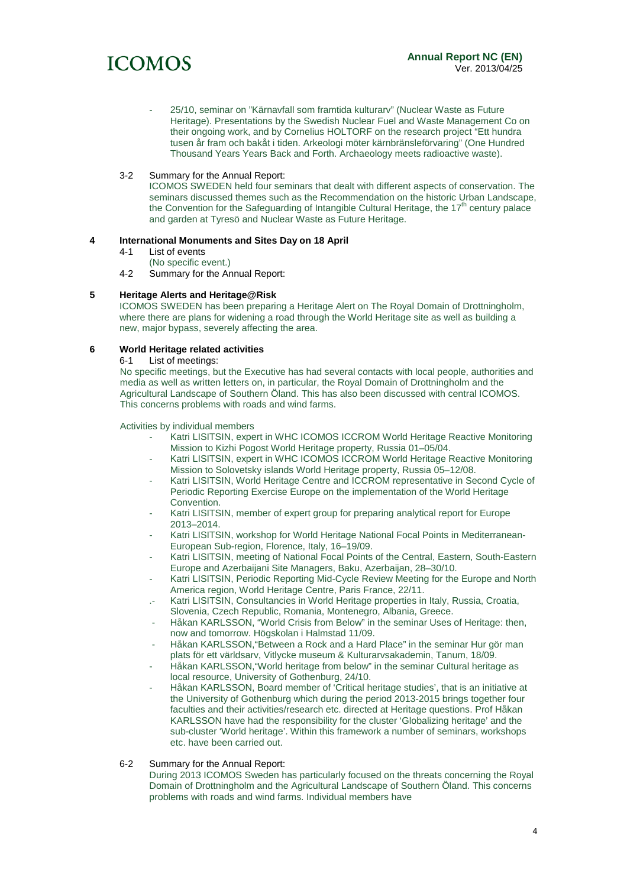- 25/10, seminar on "Kärnavfall som framtida kulturarv" (Nuclear Waste as Future Heritage). Presentations by the Swedish Nuclear Fuel and Waste Management Co on their ongoing work, and by Cornelius HOLTORF on the research project "Ett hundra tusen år fram och bakåt i tiden. Arkeologi möter kärnbränsleförvaring" (One Hundred Thousand Years Years Back and Forth. Archaeology meets radioactive waste).

3-2 Summary for the Annual Report:

ICOMOS SWEDEN held four seminars that dealt with different aspects of conservation. The seminars discussed themes such as the Recommendation on the historic Urban Landscape, the Convention for the Safeguarding of Intangible Cultural Heritage, the 17th century palace and garden at Tyresö and Nuclear Waste as Future Heritage.

## 4 International Monuments and Sites Day on 18 April

4-1 List of events

(No specific event.)

4-2 Summary for the Annual Report:

## 5 Heritage Alerts and Heritage@Risk

ICOMOS SWEDEN has been preparing a Heritage Alert on The Royal Domain of Drottningholm, where there are plans for widening a road through the World Heritage site as well as building a new, major bypass, severely affecting the area.

## 6 World Heritage related activities

6-1 List of meetings:

No specific meetings, but the Executive has had several contacts with local people, authorities and media as well as written letters on, in particular, the Royal Domain of Drottningholm and the Agricultural Landscape of Southern Öland. This has also been discussed with central ICOMOS. This concerns problems with roads and wind farms.

Activities by individual members

- Katri LISITSIN, expert in WHC ICOMOS ICCROM World Heritage Reactive Monitoring Mission to Kizhi Pogost World Heritage property, Russia 01–05/04.
- Katri LISITSIN, expert in WHC ICOMOS ICCROM World Heritage Reactive Monitoring Mission to Solovetsky islands World Heritage property, Russia 05–12/08.
- Katri LISITSIN, World Heritage Centre and ICCROM representative in Second Cycle of Periodic Reporting Exercise Europe on the implementation of the World Heritage Convention.
- Katri LISITSIN, member of expert group for preparing analytical report for Europe 2013–2014.
- Katri LISITSIN, workshop for World Heritage National Focal Points in Mediterranean-European Sub-region, Florence, Italy, 16–19/09.
- Katri LISITSIN, meeting of National Focal Points of the Central, Eastern, South-Eastern Europe and Azerbaijani Site Managers, Baku, Azerbaijan, 28–30/10.
- Katri LISITSIN, Periodic Reporting Mid-Cycle Review Meeting for the Europe and North America region, World Heritage Centre, Paris France, 22/11.
- Katri LISITSIN, Consultancies in World Heritage properties in Italy, Russia, Croatia, Slovenia, Czech Republic, Romania, Montenegro, Albania, Greece.
- Håkan KARLSSON, "World Crisis from Below" in the seminar Uses of Heritage: then, now and tomorrow. Högskolan i Halmstad 11/09.
- Håkan KARLSSON,"Between a Rock and a Hard Place" in the seminar Hur gör man plats för ett världsarv, Vitlycke museum & Kulturarvsakademin, Tanum, 18/09.
- Håkan KARLSSON,"World heritage from below" in the seminar Cultural heritage as local resource, University of Gothenburg, 24/10.
- Håkan KARLSSON, Board member of 'Critical heritage studies', that is an initiative at the University of Gothenburg which during the period 2013-2015 brings together four faculties and their activities/research etc. directed at Heritage questions. Prof Håkan KARLSSON have had the responsibility for the cluster 'Globalizing heritage' and the sub-cluster 'World heritage'. Within this framework a number of seminars, workshops etc. have been carried out.

6-2 Summary for the Annual Report:

During 2013 ICOMOS Sweden has particularly focused on the threats concerning the Royal Domain of Drottningholm and the Agricultural Landscape of Southern Öland. This concerns problems with roads and wind farms. Individual members have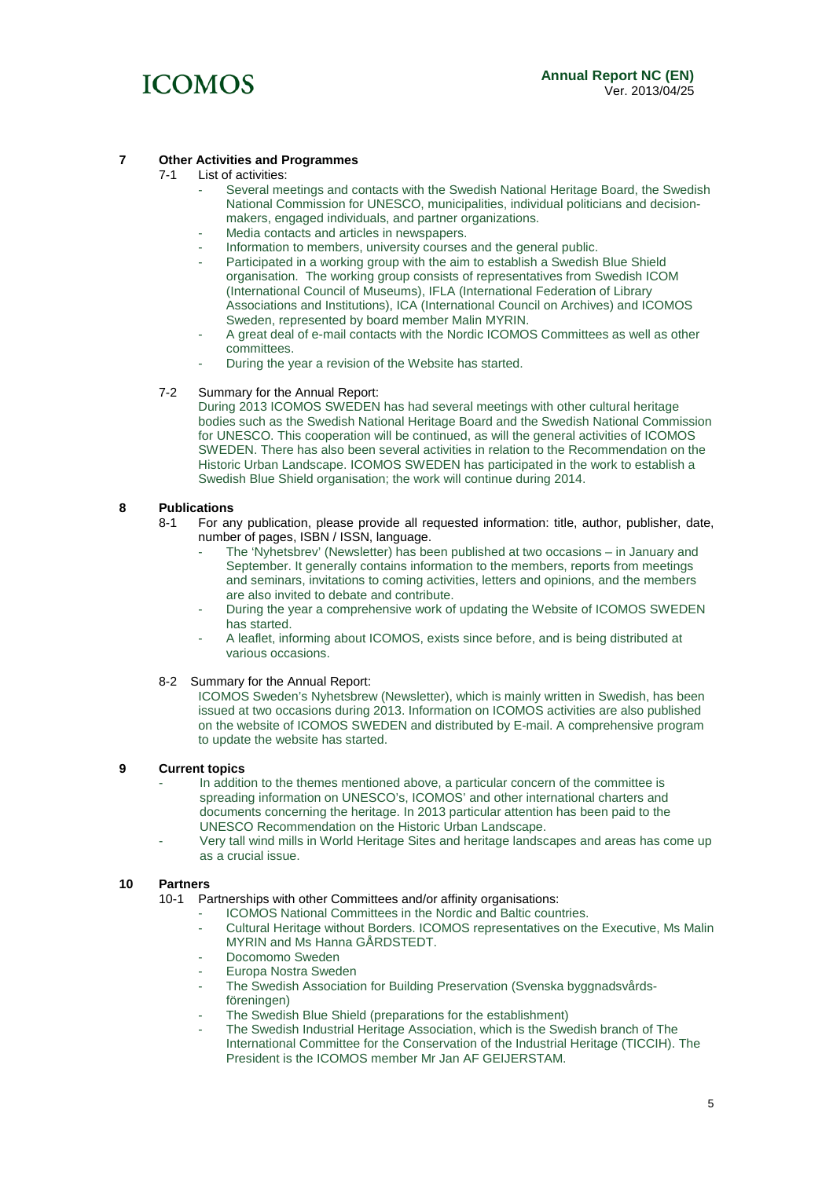## 7 Other Activities and Programmes

7-1 List of activities:

- Several meetings and contacts with the Swedish National Heritage Board, the Swedish National Commission for UNESCO, municipalities, individual politicians and decision-makers, engaged individuals, and partner organizations.
- Media contacts and articles in newspapers.
- Information to members, university courses and the general public.
- Participated in a working group with the aim to establish a Swedish Blue Shield organisation. The working group consists of representatives from Swedish ICOM (International Council of Museums), IFLA (International Federation of Library Associations and Institutions), ICA (International Council on Archives) and ICOMOS Sweden, represented by board member Malin MYRIN.
- A great deal of e-mail contacts with the Nordic ICOMOS Committees as well as other committees.
- During the year a revision of the Website has started.

7-2 Summary for the Annual Report:

During 2013 ICOMOS SWEDEN has had several meetings with other cultural heritage bodies such as the Swedish National Heritage Board and the Swedish National Commission for UNESCO. This cooperation will be continued, as will the general activities of ICOMOS SWEDEN. There has also been several activities in relation to the Recommendation on the Historic Urban Landscape. ICOMOS SWEDEN has participated in the work to establish a Swedish Blue Shield organisation; the work will continue during 2014.

## 8 Publications

8-1 For any publication, please provide all requested information: title, author, publisher, date, number of pages, ISBN / ISSN, language.

- The 'Nyhetsbrev' (Newsletter) has been published at two occasions – in January and September. It generally contains information to the members, reports from meetings and seminars, invitations to coming activities, letters and opinions, and the members are also invited to debate and contribute.
- During the year a comprehensive work of updating the Website of ICOMOS SWEDEN has started.
- A leaflet, informing about ICOMOS, exists since before, and is being distributed at various occasions.

8-2 Summary for the Annual Report:

ICOMOS Sweden's Nyhetsbrew (Newsletter), which is mainly written in Swedish, has been issued at two occasions during 2013. Information on ICOMOS activities are also published on the website of ICOMOS SWEDEN and distributed by E-mail. A comprehensive program to update the website has started.

## 9 Current topics

- In addition to the themes mentioned above, a particular concern of the committee is spreading information on UNESCO's, ICOMOS' and other international charters and documents concerning the heritage. In 2013 particular attention has been paid to the UNESCO Recommendation on the Historic Urban Landscape.
- Very tall wind mills in World Heritage Sites and heritage landscapes and areas has come up as a crucial issue.

## 10 Partners

10-1 Partnerships with other Committees and/or affinity organisations:

- ICOMOS National Committees in the Nordic and Baltic countries.
- Cultural Heritage without Borders. ICOMOS representatives on the Executive, Ms Malin MYRIN and Ms Hanna GÅRDSTEDT.
- Docomomo Sweden
- Europa Nostra Sweden
- The Swedish Association for Building Preservation (Svenska byggnadsvårds-föreningen)
- The Swedish Blue Shield (preparations for the establishment)
- The Swedish Industrial Heritage Association, which is the Swedish branch of The International Committee for the Conservation of the Industrial Heritage (TICCIH). The President is the ICOMOS member Mr Jan AF GEIJERSTAM.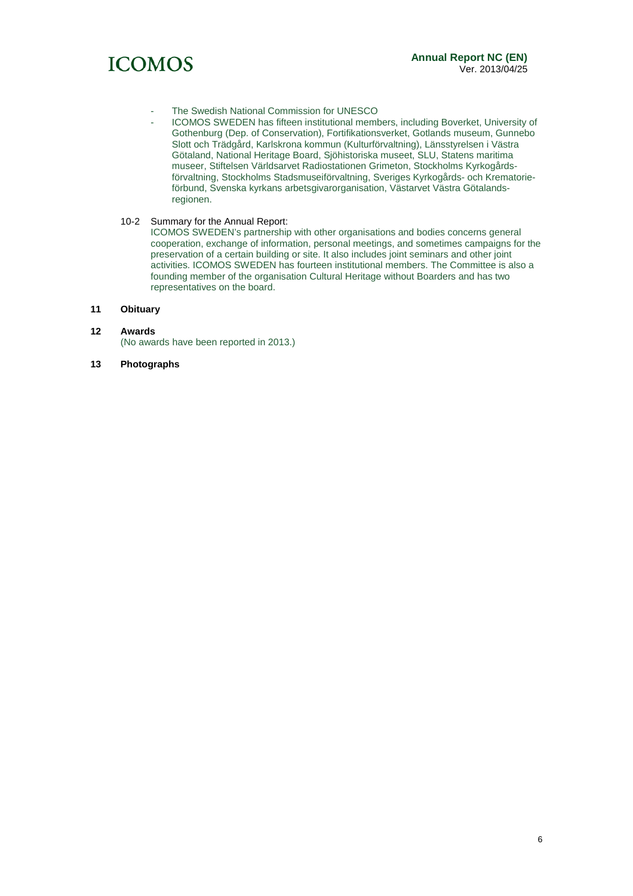- The Swedish National Commission for UNESCO
- ICOMOS SWEDEN has fifteen institutional members, including Boverket, University of Gothenburg (Dep. of Conservation), Fortifikationsverket, Gotlands museum, Gunnebo Slott och Trädgård, Karlskrona kommun (Kulturförvaltning), Länsstyrelsen i Västra Götaland, National Heritage Board, Sjöhistoriska museet, SLU, Statens maritima museer, Stiftelsen Världsarvet Radiostationen Grimeton, Stockholms Kyrkogårdsförvaltning, Stockholms Stadsmuseiförvaltning, Sveriges Kyrkogårds- och Krematorieförbund, Svenska kyrkans arbetsgivarorganisation, Västarvet Västra Götalandsregionen.

10-2 Summary for the Annual Report:

ICOMOS SWEDEN's partnership with other organisations and bodies concerns general cooperation, exchange of information, personal meetings, and sometimes campaigns for the preservation of a certain building or site. It also includes joint seminars and other joint activities. ICOMOS SWEDEN has fourteen institutional members. The Committee is also a founding member of the organisation Cultural Heritage without Boarders and has two representatives on the board.

## 11 Obituary

## 12 Awards

(No awards have been reported in 2013.)

## 13 Photographs